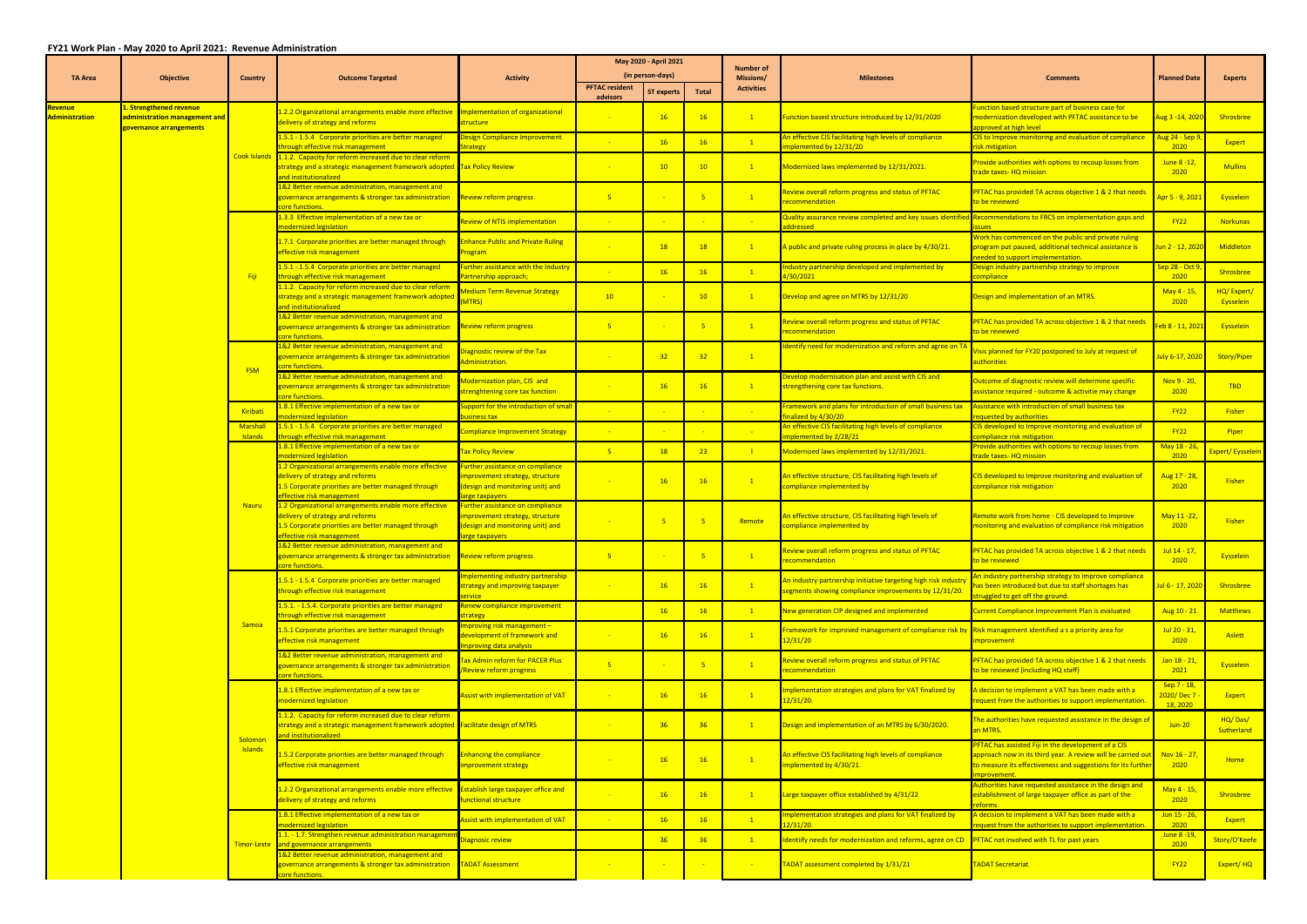# FY21 Work Plan - May 2020 to April 2021: Revenue Administration

| TA Area | Objective | Country | Outcome Targeted | Activity | May 2020 - April 2021 (in person-days) | | | Number of Missions/ Activities | Milestones | Comments | Planned Date | Experts |
|---|---|---|---|---|---|---|---|---|---|---|---|---|
| | | | | | PFTAC resident advisors | ST experts | Total | | | | | |
| Revenue Administration | 1. Strengthened revenue administration management and governance arrangements | Cook Islands | 1.2.2 Organizational arrangements enable more effective delivery of strategy and reforms | Implementation of organizational structure | - | 16 | 16 | 1 | Function based structure introduced by 12/31/2020 | Function based structure part of business case for modernization developed with PFTAC assistance to be approved at high level | Aug 3 -14, 2020 | Shrosbree |
| | | | 1.5.1 - 1.5.4 Corporate priorities are better managed through effective risk management | Design Compliance Improvement Strategy | - | 16 | 16 | 1 | An effective CIS facilitating high levels of compliance implemented by 12/31/20 | CIS to Improve monitoring and evaluation of compliance risk mitigation | Aug 24 - Sep 9, 2020 | Expert |
| | | | 1.1.2. Capacity for reform increased due to clear reform strategy and a strategic management framework adopted and institutionalized | Tax Policy Review | - | 10 | 10 | 1 | Modernized laws implemented by 12/31/2021. | Provide authorities with options to recoup losses from trade taxes- HQ mission | June 8 -12, 2020 | Mullins |
| | | | 1&2 Better revenue administration, management and governance arrangements & stronger tax administration core functions. | Review reform progress | 5 | - | 5 | 1 | Review overall reform progress and status of PFTAC recommendation | PFTAC has provided TA across objective 1 & 2 that needs to be reviewed | Apr 5 - 9, 2021 | Eysselein |
| | | Fiji | 1.3.3 Effective implementation of a new tax or modernized legislation | Review of NTIS implementation | - | - | - | - | Quality assurance review completed and key issues identified addressed | Recommendations to FRCS on implementation gaps and issues | FY22 | Norkunas |
| | | | 1.7.1 Corporate priorities are better managed through effective risk management | Enhance Public and Private Ruling Program | - | 18 | 18 | 1 | A public and private ruling process in place by 4/30/21. | Work has commenced on the public and private ruling program put paused, additional technical assistance is needed to support implementation. | Jun 2 - 12, 2020 | Middleton |
| | | | 1.5.1 - 1.5.4 Corporate priorities are better managed through effective risk management | Further assistance with the Industry Partnership approach; | - | 16 | 16 | 1 | Industry partnership developed and implemented by 4/30/2021 | Design industry partnership strategy to improve compliance | Sep 28 - Oct 9, 2020 | Shrosbree |
| | | | 1.1.2. Capacity for reform increased due to clear reform strategy and a strategic management framework adopted and institutionalized | Medium Term Revenue Strategy (MTRS) | 10 | - | 10 | 1 | Develop and agree on MTRS by 12/31/20 | Design and implementation of an MTRS. | May 4 - 15, 2020 | HQ/ Expert/ Eysselein |
| | | | 1&2 Better revenue administration, management and governance arrangements & stronger tax administration core functions. | Review reform progress | 5 | - | 5 | 1 | Review overall reform progress and status of PFTAC recommendation | PFTAC has provided TA across objective 1 & 2 that needs to be reviewed | Feb 8 - 11, 2021 | Eysselein |
| | | FSM | 1&2 Better revenue administration, management and governance arrangements & stronger tax administration core functions. | Diagnostic review of the Tax Administration. | - | 32 | 32 | 1 | Identify need for modernization and reform and agree on TA | Visis planned for FY20 postponed to July at request of authorities | July 6-17, 2020 | Story/Piper |
| | | | 1&2 Better revenue administration, management and governance arrangements & stronger tax administration core functions. | Modernization plan, CIS and strenghtening core tax function | - | 16 | 16 | 1 | Develop modernisation plan and assist with CIS and strengthening core tax functions. | Outcome of diagnostic review will determine specific assistance required - outcome & activitie may change | Nov 9 - 20, 2020 | TBD |
| | | Kiribati | 1.8.1 Effective implementation of a new tax or modernized legislation | Support for the introduction of small business tax | - | - | - | - | Framework and plans for introduction of small business tax finalized by 4/30/20 | Assistance with introduction of small business tax requested by authorities | FY22 | Fisher |
| | | Marshall Islands | 1.5.1 - 1.5.4 Corporate priorities are better managed through effective risk management | Compliance Improvement Strategy | - | - | - | - | An effective CIS facilitating high levels of compliance implemented by 2/28/21 | CIS developed to Improve monitoring and evaluation of compliance risk mitigation | FY22 | Piper |
| | | | 1.8.1 Effective implementation of a new tax or modernized legislation | Tax Policy Review | 5 | 18 | 23 | 1 | Modernized laws implemented by 12/31/2021. | Provide authorities with options to recoup losses from trade taxes- HQ mission | May 18 - 26, 2020 | Expert/ Eysselein |
| | | Nauru | 1.2 Organizational arrangements enable more effective delivery of strategy and reforms 1.5 Corporate priorities are better managed through effective risk management | Further assistance on compliance improvement strategy, structure (design and monitoring unit) and large taxpayers | - | 16 | 16 | 1 | An effective structure, CIS facilitating high levels of compliance implemented by | CIS developed to Improve monitoring and evaluation of compliance risk mitigation | Aug 17 - 28, 2020 | Fisher |
| | | | 1.2 Organizational arrangements enable more effective delivery of strategy and reforms 1.5 Corporate priorities are better managed through effective risk management | Further assistance on compliance improvement strategy, structure (design and monitoring unit) and large taxpayers | - | 5 | 5 | Remote | An effective structure, CIS facilitating high levels of compliance implemented by | Remote work from home - CIS developed to Improve monitoring and evaluation of compliance risk mitigation | May 11 -22, 2020 | Fisher |
| | | | 1&2 Better revenue administration, management and governance arrangements & stronger tax administration core functions. | Review reform progress | 5 | - | 5 | 1 | Review overall reform progress and status of PFTAC recommendation | PFTAC has provided TA across objective 1 & 2 that needs to be reviewed | Jul 14 - 17, 2020 | Eysselein |
| | | Samoa | 1.5.1 - 1.5.4 Corporate priorities are better managed through effective risk management | Implementing industry partnership strategy and improving taxpayer service | - | 16 | 16 | 1 | An industry partnership initiative targeting high risk industry segments showing compliance improvements by 12/31/20. | An industry partnership strategy to improve compliance has been introduced but due to staff shortages has struggled to get off the ground. | Jul 6 - 17, 2020 | Shrosbree |
| | | | 1.5.1. - 1.5.4. Corporate priorities are better managed through effective risk management | Renew compliance improvement strategy | | 16 | 16 | 1 | New generation CIP designed and implemented | Current Compliance Improvement Plan is evaluated | Aug 10 - 21 | Matthews |
| | | | 1.5.1 Corporate priorities are better managed through effective risk management | Improving risk management – development of framework and improving data analysis | - | 16 | 16 | 1 | Framework for improved management of compliance risk by 12/31/20 | Risk management identified a s a priority area for improvement | Jul 20 - 31, 2020 | Aslett |
| | | | 1&2 Better revenue administration, management and governance arrangements & stronger tax administration core functions. | Tax Admin reform for PACER Plus /Review reform progress | 5 | - | 5 | 1 | Review overall reform progress and status of PFTAC recommendation | PFTAC has provided TA across objective 1 & 2 that needs to be reviewed (including HQ staff) | Jan 18 - 21, 2021 | Eysselein |
| | | Solomon Islands | 1.8.1 Effective implementation of a new tax or modernized legislation | Assist with implementation of VAT | - | 16 | 16 | 1 | Implementation strategies and plans for VAT finalized by 12/31/20. | A decision to implement a VAT has been made with a request from the authorities to support implementation. | Sep 7 - 18, 2020/ Dec 7 - 18, 2020 | Expert |
| | | | 1.1.2. Capacity for reform increased due to clear reform strategy and a strategic management framework adopted and institutionalized | Facilitate design of MTRS | - | 36 | 36 | 1 | Design and implementation of an MTRS by 6/30/2020. | The authorities have requested assistance in the design of an MTRS. | Jun-20 | HQ/ Das/ Sutherland |
| | | | 1.5.2 Corporate priorities are better managed through effective risk management | Enhancing the compliance improvement strategy | - | 16 | 16 | 1 | An effective CIS facilitating high levels of compliance implemented by 4/30/21. | PFTAC has assisted Fiji in the development of a CIS approach now in its third year. A review will be carried out to measure its effectiveness and suggestions for its further improvement. | Nov 16 - 27, 2020 | Home |
| | | | 1.2.2 Organizational arrangements enable more effective delivery of strategy and reforms | Establish large taxpayer office and functional structure | - | 16 | 16 | 1 | Large taxpayer office established by 4/31/22 | Authorities have requested assistance in the design and establishment of large taxpayer office as part of the reforms | May 4 - 15, 2020 | Shrosbree |
| | | Timor-Leste | 1.8.1 Effective implementation of a new tax or modernized legislation | Assist with implementation of VAT | - | 16 | 16 | 1 | Implementation strategies and plans for VAT finalized by 12/31/20. | A decision to implement a VAT has been made with a request from the authorities to support implementation. | Jun 15 - 26, 2020 | Expert |
| | | | 1.1. - 1.7. Strengthen revenue administration management and governance arrangements | Diagnosic review | | 36 | 36 | 1 | Identiify needs for modernization and reforms, agree on CD | PFTAC not involved with TL for past years | June 8 -19, 2020 | Story/O'Keefe |
| | | | 1&2 Better revenue administration, management and governance arrangements & stronger tax administration core functions. | TADAT Assessment | - | - | - | - | TADAT assessment completed by 1/31/21 | TADAT Secretariat | FY22 | Expert/ HQ |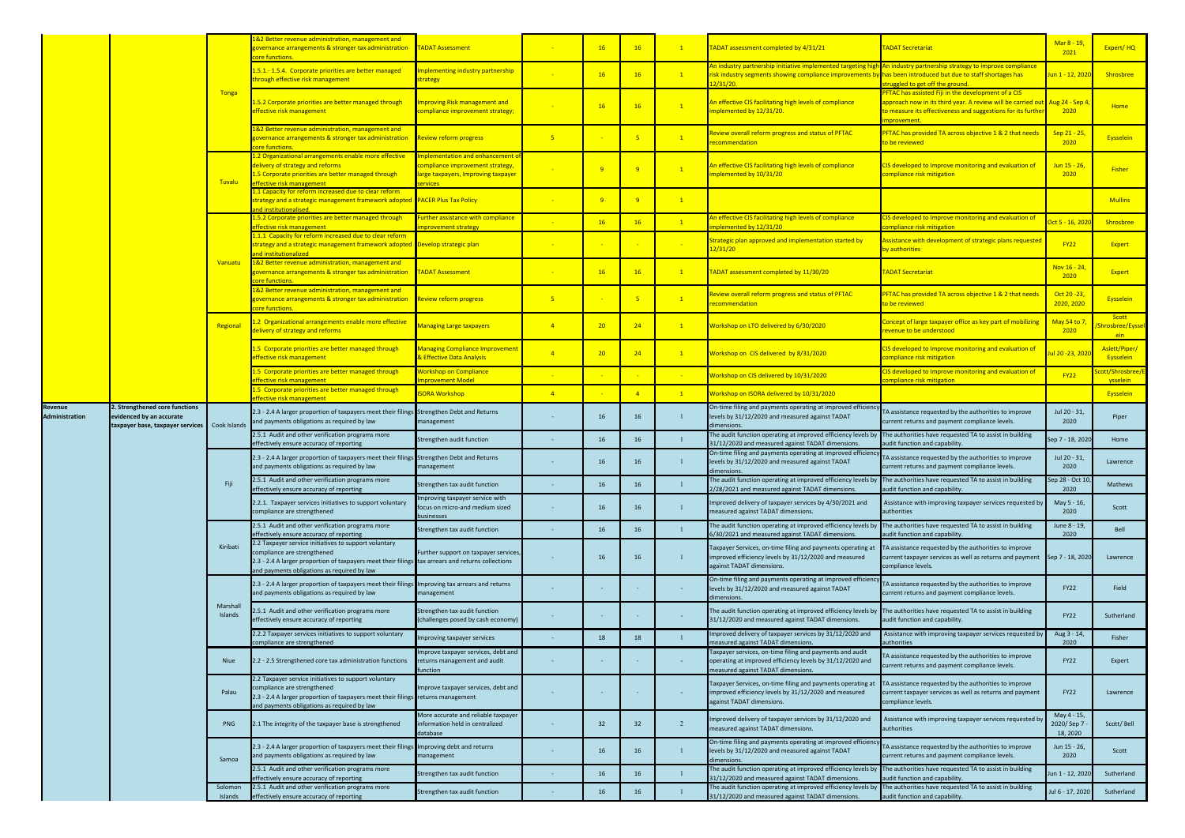| | | | | | | | | | | | | |
|---|---|---|---|---|---|---|---|---|---|---|---|---|
| | | Tonga | 1&2 Better revenue administration, management and governance arrangements & stronger tax administration core functions. | TADAT Assessment | - | 16 | 16 | 1 | TADAT assessment completed by 4/31/21 | TADAT Secretariat | Mar 8 - 19, 2021 | Expert/ HQ |
| | | | 1.5.1.- 1.5.4. Corporate priorities are better managed through effective risk management | Implementing industry partnership strategy | - | 16 | 16 | 1 | An industry partnership initiative implemented targeting high risk industry segments showing compliance improvements by 12/31/20. | An industry partnership strategy to improve compliance has been introduced but due to staff shortages has struggled to get off the ground. | Jun 1 - 12, 2020 | Shrosbree |
| | | | 1.5.2 Corporate priorities are better managed through effective risk management | Improving Risk management and compliance improvement strategy; | - | 16 | 16 | 1 | An effective CIS facilitating high levels of compliance implemented by 12/31/20. | PFTAC has assisted Fiji in the development of a CIS approach now in its third year. A review will be carried out to measure its effectiveness and suggestions for its further improvement. | Aug 24 - Sep 4, 2020 | Home |
| | | | 1&2 Better revenue administration, management and governance arrangements & stronger tax administration core functions. | Review reform progress | 5 | - | 5 | 1 | Review overall reform progress and status of PFTAC recommendation | PFTAC has provided TA across objective 1 & 2 that needs to be reviewed | Sep 21 - 25, 2020 | Eysselein |
| | | Tuvalu | 1.2 Organizational arrangements enable more effective delivery of strategy and reforms 1.5 Corporate priorities are better managed through effective risk management | Implementation and enhancement of compliance improvement strategy, large taxpayers, Improving taxpayer services | - | 9 | 9 | 1 | An effective CIS facilitating high levels of compliance implemented by 10/31/20 | CIS developed to Improve monitoring and evaluation of compliance risk mitigation | Jun 15 - 26, 2020 | Fisher |
| | | | 1.1 Capacity for reform increased due to clear reform strategy and a strategic management framework adopted and institutionalised. | PACER Plus Tax Policy | - | 9 | 9 | 1 | | | | Mullins |
| | | Vanuatu | 1.5.2 Corporate priorities are better managed through effective risk management | Further assistance with compliance improvement strategy | - | 16 | 16 | 1 | An effective CIS facilitating high levels of compliance implemented by 12/31/20 | CIS developed to Improve monitoring and evaluation of compliance risk mitigation | Oct 5 - 16, 2020 | Shrosbree |
| | | | 1.1.1 Capacity for reform increased due to clear reform strategy and a strategic management framework adopted and institutionalized | Develop strategic plan | - | - | - | - | Strategic plan approved and implementation started by 12/31/20 | Assistance with development of strategic plans requested by authorities | FY22 | Expert |
| | | | 1&2 Better revenue administration, management and governance arrangements & stronger tax administration core functions. | TADAT Assessment | - | 16 | 16 | 1 | TADAT assessment completed by 11/30/20 | TADAT Secretariat | Nov 16 - 24, 2020 | Expert |
| | | | 1&2 Better revenue administration, management and governance arrangements & stronger tax administration core functions. | Review reform progress | 5 | - | 5 | 1 | Review overall reform progress and status of PFTAC recommendation | PFTAC has provided TA across objective 1 & 2 that needs to be reviewed | Oct 20 -23, 2020, 2020 | Eysselein |
| | | Regional | 1.2 Organizational arrangements enable more effective delivery of strategy and reforms | Managing Large taxpayers | 4 | 20 | 24 | 1 | Workshop on LTO delivered by 6/30/2020 | Concept of large taxpayer office as key part of mobilizing revenue to be understood | May 54 to 7, 2020 | Scott /Shrosbree/Eysselein |
| | | | 1.5 Corporate priorities are better managed through effective risk management | Managing Compliance Improvement & Effective Data Analysis | 4 | 20 | 24 | 1 | Workshop on CIS delivered by 8/31/2020 | CIS developed to Improve monitoring and evaluation of compliance risk mitigation | Jul 20 -23, 2020 | Aslett/Piper/ Eysselein |
| | | | 1.5 Corporate priorities are better managed through effective risk management | Workshop on Compliance Improvement Model | - | - | - | - | Workshop on CIS delivered by 10/31/2020 | CIS developed to Improve monitoring and evaluation of compliance risk mitigation | FY22 | Scott/Shrosbree/Eysselein |
| | | | 1.5 Corporate priorities are better managed through effective risk management | ISORA Workshop | 4 | - | 4 | 1 | Workshop on ISORA delivered by 10/31/2020 | | | Eysselein |
| Revenue Administration | 2. Strengthened core functions evidenced by an accurate taxpayer base, taxpayer services | Cook Islands | 2.3 - 2.4 A larger proportion of taxpayers meet their filings and payments obligations as required by law | Strengthen Debt and Returns management | - | 16 | 16 | I | On-time filing and payments operating at improved efficiency levels by 31/12/2020 and measured against TADAT dimensions. | TA assistance requested by the authorities to improve current returns and payment compliance levels. | Jul 20 - 31, 2020 | Piper |
| | | | 2.5.1 Audit and other verification programs more effectively ensure accuracy of reporting | Strengthen audit function | - | 16 | 16 | I | The audit function operating at improved efficiency levels by 31/12/2020 and measured against TADAT dimensions. | The authorities have requested TA to assist in building audit function and capability. | Sep 7 - 18, 2020 | Home |
| | | Fiji | 2.3 - 2.4 A larger proportion of taxpayers meet their filings and payments obligations as required by law | Strengthen Debt and Returns management | - | 16 | 16 | I | On-time filing and payments operating at improved efficiency levels by 31/12/2020 and measured against TADAT dimensions. | TA assistance requested by the authorities to improve current returns and payment compliance levels. | Jul 20 - 31, 2020 | Lawrence |
| | | | 2.5.1 Audit and other verification programs more effectively ensure accuracy of reporting | Strengthen tax audit function | - | 16 | 16 | I | The audit function operating at improved efficiency levels by 2/28/2021 and measured against TADAT dimensions. | The authorities have requested TA to assist in building audit function and capability. | Sep 28 - Oct 10, 2020 | Mathews |
| | | | 2.2.1. Taxpayer services initiatives to support voluntary compliance are strengthened | Improving taxpayer service with focus on micro-and medium sized businesses | - | 16 | 16 | I | Improved delivery of taxpayer services by 4/30/2021 and measured against TADAT dimensions. | Assistance with improving taxpayer services requested by authorities | May 5 - 16, 2020 | Scott |
| | | Kiribati | 2.5.1 Audit and other verification programs more effectively ensure accuracy of reporting | Strengthen tax audit function | - | 16 | 16 | I | The audit function operating at improved efficiency levels by 6/30/2021 and measured against TADAT dimensions. | The authorities have requested TA to assist in building audit function and capability. | June 8 - 19, 2020 | Bell |
| | | | 2.2 Taxpayer service initiatives to support voluntary compliance are strengthened 2.3 - 2.4 A larger proportion of taxpayers meet their filings and payments obligations as required by law | Further support on taxpayer services, tax arrears and returns collections | - | 16 | 16 | I | Taxpayer Services, on-time filing and payments operating at improved efficiency levels by 31/12/2020 and measured against TADAT dimensions. | TA assistance requested by the authorities to improve current taxpayer services as well as returns and payment compliance levels. | Sep 7 - 18, 2020 | Lawrence |
| | | Marshall Islands | 2.3 - 2.4 A larger proportion of taxpayers meet their filings and payments obligations as required by law | Improving tax arrears and returns management | - | - | - | - | On-time filing and payments operating at improved efficiency levels by 31/12/2020 and measured against TADAT dimensions. | TA assistance requested by the authorities to improve current returns and payment compliance levels. | FY22 | Field |
| | | | 2.5.1 Audit and other verification programs more effectively ensure accuracy of reporting | Strengthen tax audit function (challenges posed by cash economy) | - | - | - | - | The audit function operating at improved efficiency levels by 31/12/2020 and measured against TADAT dimensions. | The authorities have requested TA to assist in building audit function and capability. | FY22 | Sutherland |
| | | | 2.2.2 Taxpayer services initiatives to support voluntary compliance are strengthened | Improving taxpayer services | - | 18 | 18 | I | Improved delivery of taxpayer services by 31/12/2020 and measured against TADAT dimensions. | Assistance with improving taxpayer services requested by authorities | Aug 3 - 14, 2020 | Fisher |
| | | Niue | 2.2 - 2.5 Strengthened core tax administration functions | Improve taxpayer services, debt and returns management and audit function | - | - | - | - | Taxpayer services, on-time filing and payments and audit operating at improved efficiency levels by 31/12/2020 and measured against TADAT dimensions. | TA assistance requested by the authorities to improve current returns and payment compliance levels. | FY22 | Expert |
| | | Palau | 2.2 Taxpayer service initiatives to support voluntary compliance are strengthened 2.3 - 2.4 A larger proportion of taxpayers meet their filings and payments obligations as required by law | Improve taxpayer services, debt and returns management | - | - | - | - | Taxpayer Services, on-time filing and payments operating at improved efficiency levels by 31/12/2020 and measured against TADAT dimensions. | TA assistance requested by the authorities to improve current taxpayer services as well as returns and payment compliance levels. | FY22 | Lawrence |
| | | PNG | 2.1 The integrity of the taxpayer base is strengthened | More accurate and reliable taxpayer information held in centralized database | - | 32 | 32 | 2 | Improved delivery of taxpayer services by 31/12/2020 and measured against TADAT dimensions. | Assistance with improving taxpayer services requested by authorities | May 4 - 15, 2020/ Sep 7 - 18, 2020 | Scott/ Bell |
| | | Samoa | 2.3 - 2.4 A larger proportion of taxpayers meet their filings and payments obligations as required by law | Improving debt and returns management | - | 16 | 16 | I | On-time filing and payments operating at improved efficiency levels by 31/12/2020 and measured against TADAT dimensions. | TA assistance requested by the authorities to improve current returns and payment compliance levels. | Jun 15 - 26, 2020 | Scott |
| | | | 2.5.1 Audit and other verification programs more effectively ensure accuracy of reporting | Strengthen tax audit function | - | 16 | 16 | I | The audit function operating at improved efficiency levels by 31/12/2020 and measured against TADAT dimensions. | The authorities have requested TA to assist in building audit function and capability. | Jun 1 - 12, 2020 | Sutherland |
| | | Solomon Islands | 2.5.1 Audit and other verification programs more effectively ensure accuracy of reporting | Strengthen tax audit function | - | 16 | 16 | I | The audit function operating at improved efficiency levels by 31/12/2020 and measured against TADAT dimensions. | The authorities have requested TA to assist in building audit function and capability. | Jul 6 - 17, 2020 | Sutherland |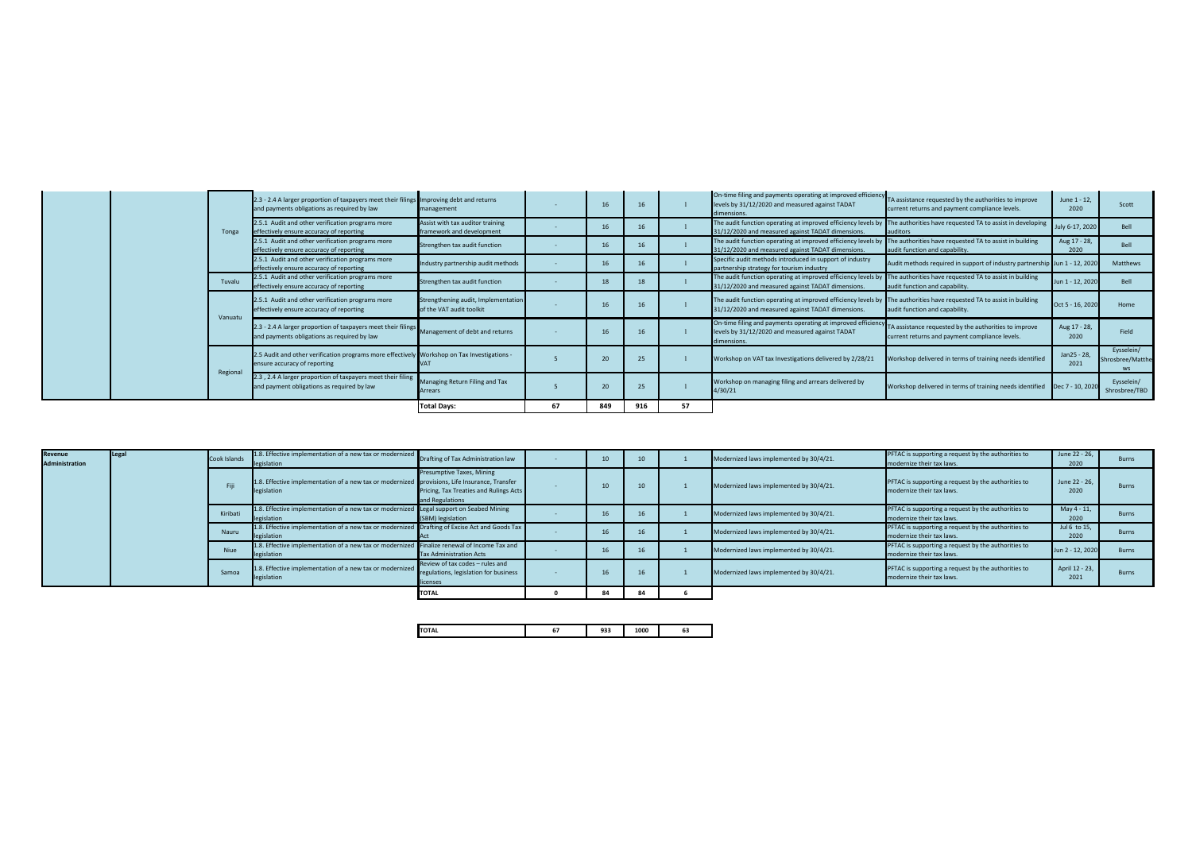| | | | | | | | | | | | | |
|---|---|---|---|---|---|---|---|---|---|---|---|---|
| | | Tonga | 2.3 - 2.4 A larger proportion of taxpayers meet their filings and payments obligations as required by law | Improving debt and returns management | - | 16 | 16 | 1 | On-time filing and payments operating at improved efficiency levels by 31/12/2020 and measured against TADAT dimensions. | TA assistance requested by the authorities to improve current returns and payment compliance levels. | June 1 - 12, 2020 | Scott |
| | | | 2.5.1 Audit and other verification programs more effectively ensure accuracy of reporting | Assist with tax auditor training framework and development | - | 16 | 16 | 1 | The audit function operating at improved efficiency levels by 31/12/2020 and measured against TADAT dimensions. | The authorities have requested TA to assist in developing auditors | July 6-17, 2020 | Bell |
| | | | 2.5.1 Audit and other verification programs more effectively ensure accuracy of reporting | Strengthen tax audit function | - | 16 | 16 | 1 | The audit function operating at improved efficiency levels by 31/12/2020 and measured against TADAT dimensions. | The authorities have requested TA to assist in building audit function and capability. | Aug 17 - 28, 2020 | Bell |
| | | | 2.5.1 Audit and other verification programs more effectively ensure accuracy of reporting | Industry partnership audit methods | - | 16 | 16 | 1 | Specific audit methods introduced in support of industry partnership strategy for tourism industry | Audit methods required in support of industry partnership | Jun 1 - 12, 2020 | Matthews |
| | | Tuvalu | 2.5.1 Audit and other verification programs more effectively ensure accuracy of reporting | Strengthen tax audit function | - | 18 | 18 | 1 | The audit function operating at improved efficiency levels by 31/12/2020 and measured against TADAT dimensions. | The authorities have requested TA to assist in building audit function and capability. | Jun 1 - 12, 2020 | Bell |
| | | Vanuatu | 2.5.1 Audit and other verification programs more effectively ensure accuracy of reporting | Strengthening audit, Implementation of the VAT audit toolkit | - | 16 | 16 | 1 | The audit function operating at improved efficiency levels by 31/12/2020 and measured against TADAT dimensions. | The authorities have requested TA to assist in building audit function and capability. | Oct 5 - 16, 2020 | Home |
| | | | 2.3 - 2.4 A larger proportion of taxpayers meet their filings and payments obligations as required by law | Management of debt and returns | - | 16 | 16 | 1 | On-time filing and payments operating at improved efficiency levels by 31/12/2020 and measured against TADAT dimensions. | TA assistance requested by the authorities to improve current returns and payment compliance levels. | Aug 17 - 28, 2020 | Field |
| | | Regional | 2.5 Audit and other verification programs more effectively ensure accuracy of reporting | Workshop on Tax Investigations - VAT | 5 | 20 | 25 | 1 | Workshop on VAT tax Investigations delivered by 2/28/21 | Workshop delivered in terms of training needs identified | Jan25 - 28, 2021 | Eysselein/ Shrosbree/Matthews |
| | | | 2.3 , 2.4 A larger proportion of taxpayers meet their filing and payment obligations as required by law | Managing Return Filing and Tax Arrears | 5 | 20 | 25 | 1 | Workshop on managing filing and arrears delivered by 4/30/21 | Workshop delivered in terms of training needs identified | Dec 7 - 10, 2020 | Eysselein/ Shrosbree/TBD |
| | | | | **Total Days:** | **67** | **849** | **916** | **57** | | | | |

| | | | | | | | | | | | | |
|---|---|---|---|---|---|---|---|---|---|---|---|---|
| **Revenue Administration** | **Legal** | Cook Islands | 1.8. Effective implementation of a new tax or modernized legislation | Drafting of Tax Administration law | - | 10 | 10 | 1 | Modernized laws implemented by 30/4/21. | PFTAC is supporting a request by the authorities to modernize their tax laws. | June 22 - 26, 2020 | Burns |
| | | Fiji | 1.8. Effective implementation of a new tax or modernized legislation | Presumptive Taxes, Mining provisions, Life Insurance, Transfer Pricing, Tax Treaties and Rulings Acts and Regulations | - | 10 | 10 | 1 | Modernized laws implemented by 30/4/21. | PFTAC is supporting a request by the authorities to modernize their tax laws. | June 22 - 26, 2020 | Burns |
| | | Kiribati | 1.8. Effective implementation of a new tax or modernized legislation | Legal support on Seabed Mining (SBM) legislation | - | 16 | 16 | 1 | Modernized laws implemented by 30/4/21. | PFTAC is supporting a request by the authorities to modernize their tax laws. | May 4 - 11, 2020 | Burns |
| | | Nauru | 1.8. Effective implementation of a new tax or modernized legislation | Drafting of Excise Act and Goods Tax Act | - | 16 | 16 | 1 | Modernized laws implemented by 30/4/21. | PFTAC is supporting a request by the authorities to modernize their tax laws. | Jul 6 to 15, 2020 | Burns |
| | | Niue | 1.8. Effective implementation of a new tax or modernized legislation | Finalize renewal of Income Tax and Tax Administration Acts | - | 16 | 16 | 1 | Modernized laws implemented by 30/4/21. | PFTAC is supporting a request by the authorities to modernize their tax laws. | Jun 2 - 12, 2020 | Burns |
| | | Samoa | 1.8. Effective implementation of a new tax or modernized legislation | Review of tax codes – rules and regulations, legislation for business licenses | - | 16 | 16 | 1 | Modernized laws implemented by 30/4/21. | PFTAC is supporting a request by the authorities to modernize their tax laws. | April 12 - 23, 2021 | Burns |
| | | | | **TOTAL** | **0** | **84** | **84** | **6** | | | | |

| | | | | |
|---|---|---|---|---|
| **TOTAL** | **67** | **933** | **1000** | **63** |